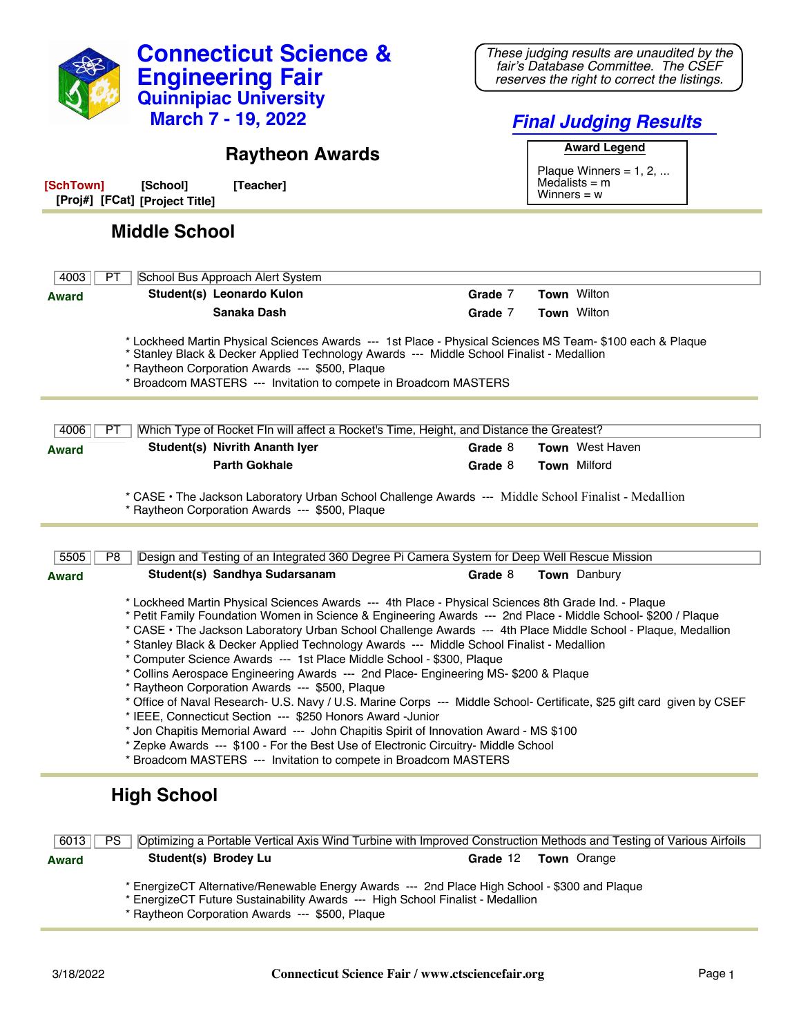# Connecticut Science & Engineering Fair

## Quinnipiac University

## March 7 - 19, 2022

*These judging results are unaudited by the fair's Database Committee. The CSEF reserves the right to correct the listings.*

## *Final Judging Results*

## Raytheon Awards

**Award Legend**

Plaque Winners = 1, 2, ...
Medalists = m
Winners = w

[SchTown] [School] [Teacher]
[Proj#] [FCat] [Project Title]

### Middle School

| 4003 | PT | School Bus Approach Alert System |
|---|---|---|

**Award**

**Student(s)** **Leonardo Kulon** — **Grade** 7 — **Town** Wilton
**Sanaka Dash** — **Grade** 7 — **Town** Wilton

* Lockheed Martin Physical Sciences Awards --- 1st Place - Physical Sciences MS Team- $100 each & Plaque
* Stanley Black & Decker Applied Technology Awards --- Middle School Finalist - Medallion
* Raytheon Corporation Awards --- $500, Plaque
* Broadcom MASTERS --- Invitation to compete in Broadcom MASTERS

| 4006 | PT | Which Type of Rocket FIn will affect a Rocket's Time, Height, and Distance the Greatest? |
|---|---|---|

**Award**

**Student(s)** **Nivrith Ananth Iyer** — **Grade** 8 — **Town** West Haven
**Parth Gokhale** — **Grade** 8 — **Town** Milford

* CASE • The Jackson Laboratory Urban School Challenge Awards --- Middle School Finalist - Medallion
* Raytheon Corporation Awards --- $500, Plaque

| 5505 | P8 | Design and Testing of an Integrated 360 Degree Pi Camera System for Deep Well Rescue Mission |
|---|---|---|

**Award**

**Student(s)** **Sandhya Sudarsanam** — **Grade** 8 — **Town** Danbury

* Lockheed Martin Physical Sciences Awards --- 4th Place - Physical Sciences 8th Grade Ind. - Plaque
* Petit Family Foundation Women in Science & Engineering Awards --- 2nd Place - Middle School- $200 / Plaque
* CASE • The Jackson Laboratory Urban School Challenge Awards --- 4th Place Middle School - Plaque, Medallion
* Stanley Black & Decker Applied Technology Awards --- Middle School Finalist - Medallion
* Computer Science Awards --- 1st Place Middle School - $300, Plaque
* Collins Aerospace Engineering Awards --- 2nd Place- Engineering MS- $200 & Plaque
* Raytheon Corporation Awards --- $500, Plaque
* Office of Naval Research- U.S. Navy / U.S. Marine Corps --- Middle School- Certificate, $25 gift card given by CSEF
* IEEE, Connecticut Section --- $250 Honors Award -Junior
* Jon Chapitis Memorial Award --- John Chapitis Spirit of Innovation Award - MS $100
* Zepke Awards --- $100 - For the Best Use of Electronic Circuitry- Middle School
* Broadcom MASTERS --- Invitation to compete in Broadcom MASTERS

### High School

| 6013 | PS | Optimizing a Portable Vertical Axis Wind Turbine with Improved Construction Methods and Testing of Various Airfoils |
|---|---|---|

**Award**

**Student(s)** **Brodey Lu** — **Grade** 12 — **Town** Orange

* EnergizeCT Alternative/Renewable Energy Awards --- 2nd Place High School - $300 and Plaque
* EnergizeCT Future Sustainability Awards --- High School Finalist - Medallion
* Raytheon Corporation Awards --- $500, Plaque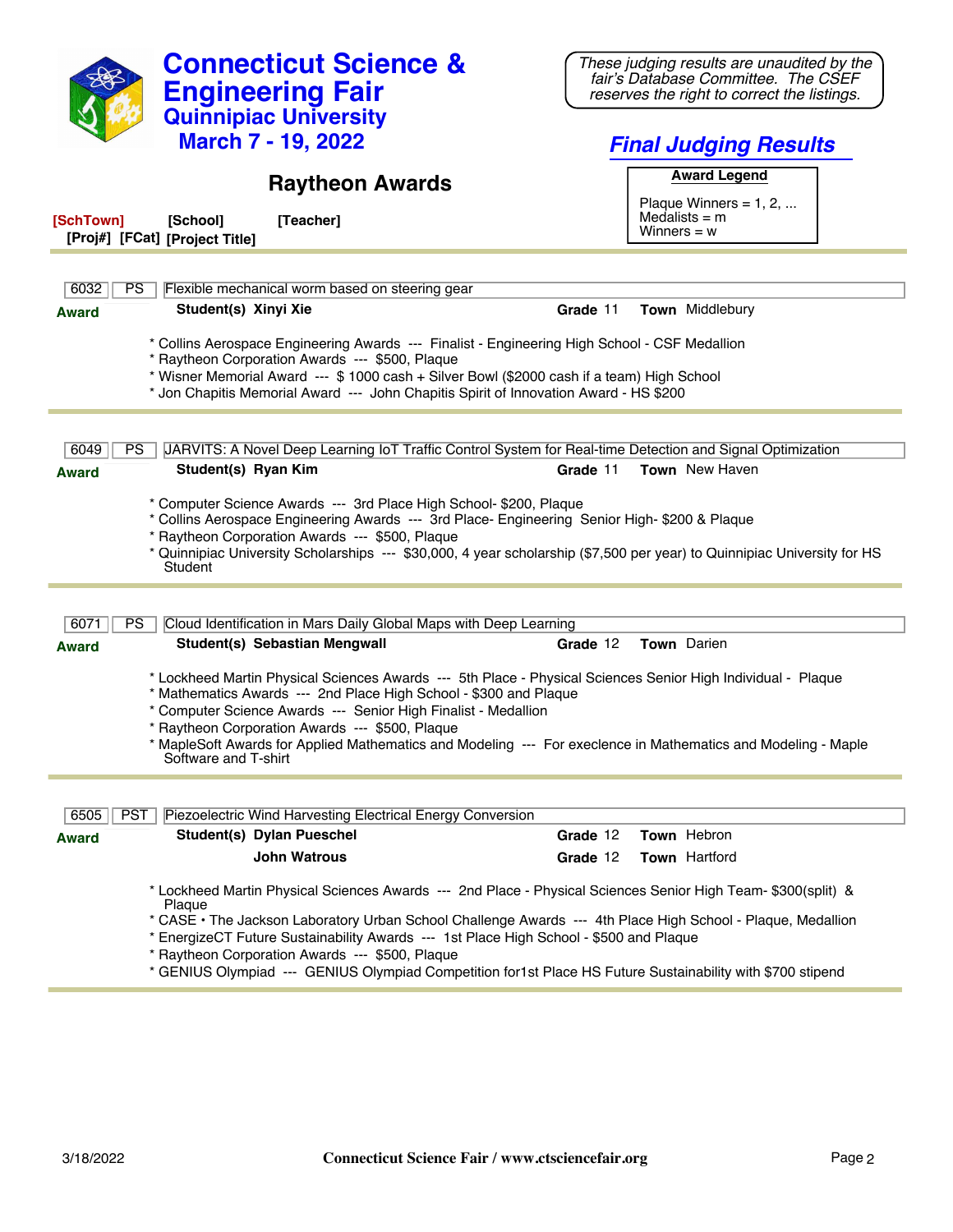# Connecticut Science & Engineering Fair
## Quinnipiac University
## March 7 - 19, 2022

*These judging results are unaudited by the fair's Database Committee. The CSEF reserves the right to correct the listings.*

## *Final Judging Results*

## Raytheon Awards

**Award Legend**

Plaque Winners = 1, 2, ...
Medalists = m
Winners = w

**[SchTown]** **[School]** **[Teacher]**
**[Proj#]** **[FCat]** **[Project Title]**

---

6032 | PS | Flexible mechanical worm based on steering gear

**Award**

**Student(s) Xinyi Xie** — **Grade** 11 — **Town** Middlebury

* Collins Aerospace Engineering Awards --- Finalist - Engineering High School - CSF Medallion
* Raytheon Corporation Awards --- $500, Plaque
* Wisner Memorial Award --- $ 1000 cash + Silver Bowl ($2000 cash if a team) High School
* Jon Chapitis Memorial Award --- John Chapitis Spirit of Innovation Award - HS $200

---

6049 | PS | JARVITS: A Novel Deep Learning IoT Traffic Control System for Real-time Detection and Signal Optimization

**Award**

**Student(s) Ryan Kim** — **Grade** 11 — **Town** New Haven

* Computer Science Awards --- 3rd Place High School- $200, Plaque
* Collins Aerospace Engineering Awards --- 3rd Place- Engineering Senior High- $200 & Plaque
* Raytheon Corporation Awards --- $500, Plaque
* Quinnipiac University Scholarships --- $30,000, 4 year scholarship ($7,500 per year) to Quinnipiac University for HS Student

---

6071 | PS | Cloud Identification in Mars Daily Global Maps with Deep Learning

**Award**

**Student(s) Sebastian Mengwall** — **Grade** 12 — **Town** Darien

* Lockheed Martin Physical Sciences Awards --- 5th Place - Physical Sciences Senior High Individual - Plaque
* Mathematics Awards --- 2nd Place High School - $300 and Plaque
* Computer Science Awards --- Senior High Finalist - Medallion
* Raytheon Corporation Awards --- $500, Plaque
* MapleSoft Awards for Applied Mathematics and Modeling --- For execelence in Mathematics and Modeling - Maple Software and T-shirt

---

6505 | PST | Piezoelectric Wind Harvesting Electrical Energy Conversion

**Award**

**Student(s) Dylan Pueschel** — **Grade** 12 — **Town** Hebron

**John Watrous** — **Grade** 12 — **Town** Hartford

* Lockheed Martin Physical Sciences Awards --- 2nd Place - Physical Sciences Senior High Team- $300(split) & Plaque
* CASE • The Jackson Laboratory Urban School Challenge Awards --- 4th Place High School - Plaque, Medallion
* EnergizeCT Future Sustainability Awards --- 1st Place High School - $500 and Plaque
* Raytheon Corporation Awards --- $500, Plaque
* GENIUS Olympiad --- GENIUS Olympiad Competition for1st Place HS Future Sustainability with $700 stipend